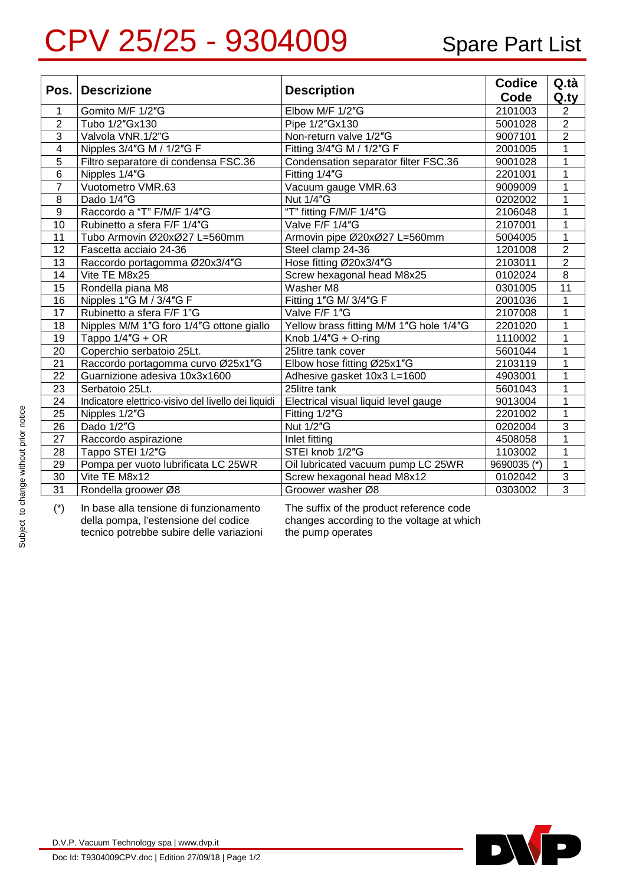# CPV 25/25 - 9304009

## Spare Part List

| Pos. | Descrizione | Description | Codice Code | Q.tà Q.ty |
|---|---|---|---|---|
| 1 | Gomito M/F 1/2″G | Elbow M/F 1/2″G | 2101003 | 2 |
| 2 | Tubo 1/2″Gx130 | Pipe 1/2″Gx130 | 5001028 | 2 |
| 3 | Valvola VNR.1/2"G | Non-return valve 1/2″G | 9007101 | 2 |
| 4 | Nipples 3/4″G M / 1/2″G F | Fitting 3/4″G M / 1/2″G F | 2001005 | 1 |
| 5 | Filtro separatore di condensa FSC.36 | Condensation separator filter FSC.36 | 9001028 | 1 |
| 6 | Nipples 1/4″G | Fitting 1/4″G | 2201001 | 1 |
| 7 | Vuotometro VMR.63 | Vacuum gauge VMR.63 | 9009009 | 1 |
| 8 | Dado 1/4″G | Nut 1/4″G | 0202002 | 1 |
| 9 | Raccordo a "T" F/M/F 1/4″G | "T" fitting F/M/F 1/4″G | 2106048 | 1 |
| 10 | Rubinetto a sfera F/F 1/4″G | Valve F/F 1/4″G | 2107001 | 1 |
| 11 | Tubo Armovin Ø20xØ27 L=560mm | Armovin pipe Ø20xØ27 L=560mm | 5004005 | 1 |
| 12 | Fascetta acciaio 24-36 | Steel clamp 24-36 | 1201008 | 2 |
| 13 | Raccordo portagomma Ø20x3/4″G | Hose fitting Ø20x3/4″G | 2103011 | 2 |
| 14 | Vite TE M8x25 | Screw hexagonal head M8x25 | 0102024 | 8 |
| 15 | Rondella piana M8 | Washer M8 | 0301005 | 11 |
| 16 | Nipples 1″G M / 3/4″G F | Fitting 1″G M/ 3/4″G F | 2001036 | 1 |
| 17 | Rubinetto a sfera F/F 1"G | Valve F/F 1"G | 2107008 | 1 |
| 18 | Nipples M/M 1″G foro 1/4″G ottone giallo | Yellow brass fitting M/M 1″G hole 1/4″G | 2201020 | 1 |
| 19 | Tappo 1/4″G + OR | Knob 1/4″G + O-ring | 1110002 | 1 |
| 20 | Coperchio serbatoio 25Lt. | 25litre tank cover | 5601044 | 1 |
| 21 | Raccordo portagomma curvo Ø25x1″G | Elbow hose fitting Ø25x1″G | 2103119 | 1 |
| 22 | Guarnizione adesiva 10x3x1600 | Adhesive gasket 10x3 L=1600 | 4903001 | 1 |
| 23 | Serbatoio 25Lt. | 25litre tank | 5601043 | 1 |
| 24 | Indicatore elettrico-visivo del livello dei liquidi | Electrical visual liquid level gauge | 9013004 | 1 |
| 25 | Nipples 1/2″G | Fitting 1/2″G | 2201002 | 1 |
| 26 | Dado 1/2″G | Nut 1/2″G | 0202004 | 3 |
| 27 | Raccordo aspirazione | Inlet fitting | 4508058 | 1 |
| 28 | Tappo STEI 1/2″G | STEI knob 1/2″G | 1103002 | 1 |
| 29 | Pompa per vuoto lubrificata LC 25WR | Oil lubricated vacuum pump LC 25WR | 9690035 (*) | 1 |
| 30 | Vite TE M8x12 | Screw hexagonal head M8x12 | 0102042 | 3 |
| 31 | Rondella groower Ø8 | Groower washer Ø8 | 0303002 | 3 |

(*) In base alla tensione di funzionamento della pompa, l'estensione del codice tecnico potrebbe subire delle variazioni

The suffix of the product reference code changes according to the voltage at which the pump operates

Subject to change without prior notice

D.V.P. Vacuum Technology spa | www.dvp.it

Doc Id: T9304009CPV.doc | Edition 27/09/18 | Page 1/2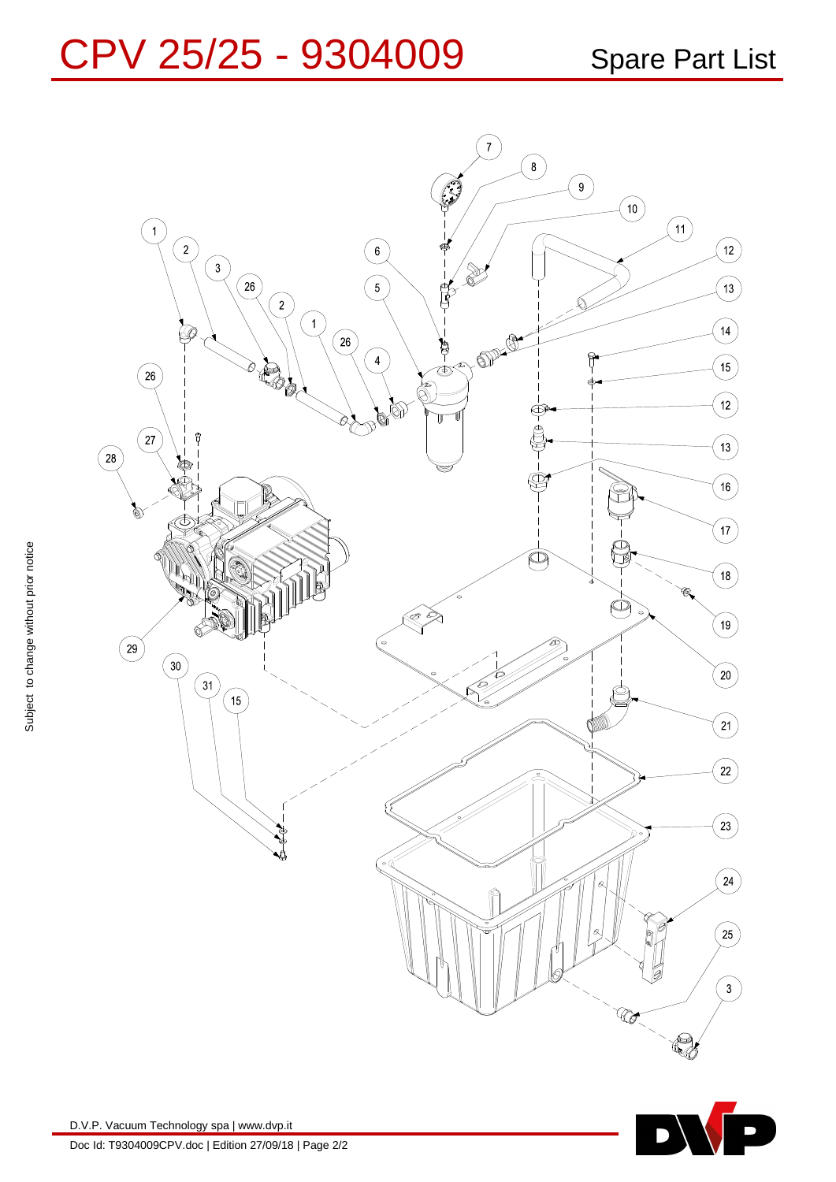# CPV 25/25 - 9304009

Spare Part List

1
2
3
26
2
1
26
4
6
5
7
8
9
10
11
12
13
14
15
12
13
16
17
18
19
20
21
22
23
24
25
3
26
27
28
29
30
31
15

Subject to change without prior notice

D.V.P. Vacuum Technology spa | www.dvp.it

Doc Id: T9304009CPV.doc | Edition 27/09/18 | Page 2/2